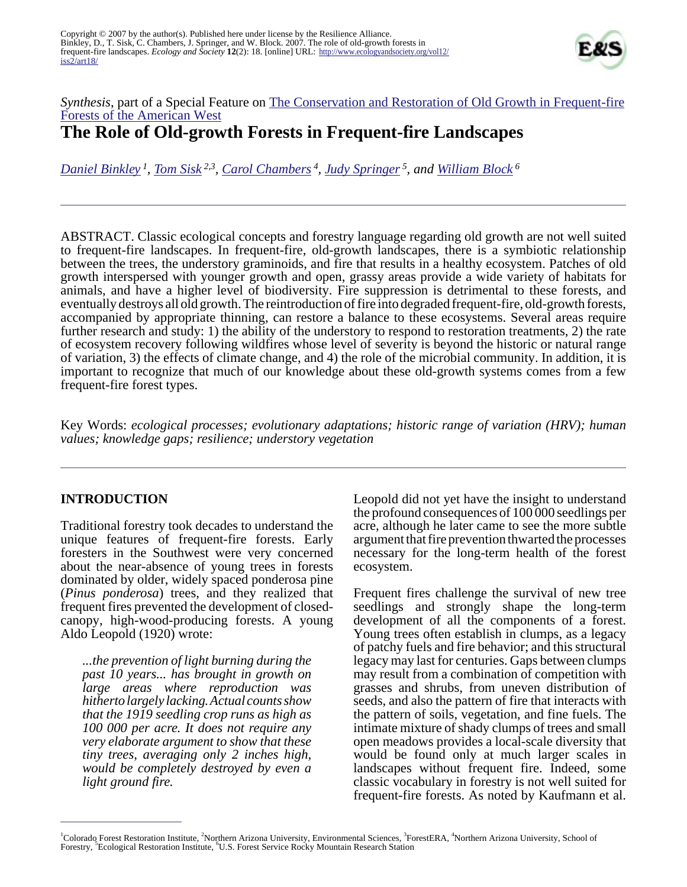Copyright © 2007 by the author(s). Published here under license by the Resilience Alliance.
Binkley, D., T. Sisk, C. Chambers, J. Springer, and W. Block. 2007. The role of old-growth forests in frequent-fire landscapes. *Ecology and Society* **12**(2): 18. [online] URL: http://www.ecologyandsociety.org/vol12/iss2/art18/

*Synthesis*, part of a Special Feature on The Conservation and Restoration of Old Growth in Frequent-fire Forests of the American West

# The Role of Old-growth Forests in Frequent-fire Landscapes

*Daniel Binkley [1], Tom Sisk [2,3], Carol Chambers [4], Judy Springer [5], and William Block [6]*

ABSTRACT. Classic ecological concepts and forestry language regarding old growth are not well suited to frequent-fire landscapes. In frequent-fire, old-growth landscapes, there is a symbiotic relationship between the trees, the understory graminoids, and fire that results in a healthy ecosystem. Patches of old growth interspersed with younger growth and open, grassy areas provide a wide variety of habitats for animals, and have a higher level of biodiversity. Fire suppression is detrimental to these forests, and eventually destroys all old growth. The reintroduction of fire into degraded frequent-fire, old-growth forests, accompanied by appropriate thinning, can restore a balance to these ecosystems. Several areas require further research and study: 1) the ability of the understory to respond to restoration treatments, 2) the rate of ecosystem recovery following wildfires whose level of severity is beyond the historic or natural range of variation, 3) the effects of climate change, and 4) the role of the microbial community. In addition, it is important to recognize that much of our knowledge about these old-growth systems comes from a few frequent-fire forest types.

Key Words: *ecological processes; evolutionary adaptations; historic range of variation (HRV); human values; knowledge gaps; resilience; understory vegetation*

## INTRODUCTION

Traditional forestry took decades to understand the unique features of frequent-fire forests. Early foresters in the Southwest were very concerned about the near-absence of young trees in forests dominated by older, widely spaced ponderosa pine (*Pinus ponderosa*) trees, and they realized that frequent fires prevented the development of closed-canopy, high-wood-producing forests. A young Aldo Leopold (1920) wrote:

> *...the prevention of light burning during the past 10 years... has brought in growth on large areas where reproduction was hitherto largely lacking. Actual counts show that the 1919 seedling crop runs as high as 100 000 per acre. It does not require any very elaborate argument to show that these tiny trees, averaging only 2 inches high, would be completely destroyed by even a light ground fire.*

Leopold did not yet have the insight to understand the profound consequences of 100 000 seedlings per acre, although he later came to see the more subtle argument that fire prevention thwarted the processes necessary for the long-term health of the forest ecosystem.

Frequent fires challenge the survival of new tree seedlings and strongly shape the long-term development of all the components of a forest. Young trees often establish in clumps, as a legacy of patchy fuels and fire behavior; and this structural legacy may last for centuries. Gaps between clumps may result from a combination of competition with grasses and shrubs, from uneven distribution of seeds, and also the pattern of fire that interacts with the pattern of soils, vegetation, and fine fuels. The intimate mixture of shady clumps of trees and small open meadows provides a local-scale diversity that would be found only at much larger scales in landscapes without frequent fire. Indeed, some classic vocabulary in forestry is not well suited for frequent-fire forests. As noted by Kaufmann et al.

[1] Colorado Forest Restoration Institute, [2] Northern Arizona University, Environmental Sciences, [3] ForestERA, [4] Northern Arizona University, School of Forestry, [5] Ecological Restoration Institute, [6] U.S. Forest Service Rocky Mountain Research Station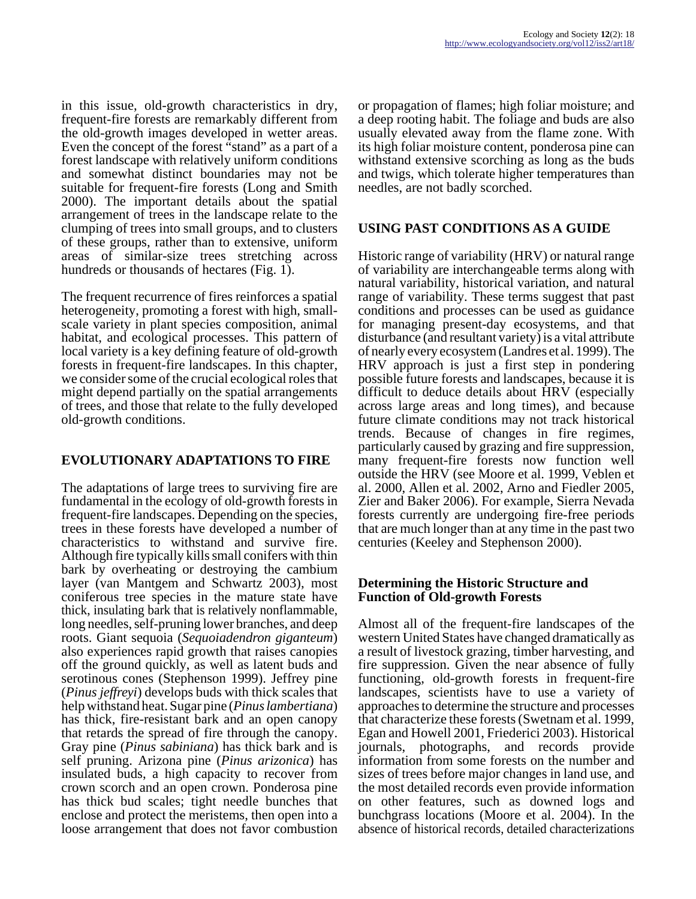in this issue, old-growth characteristics in dry, frequent-fire forests are remarkably different from the old-growth images developed in wetter areas. Even the concept of the forest "stand" as a part of a forest landscape with relatively uniform conditions and somewhat distinct boundaries may not be suitable for frequent-fire forests (Long and Smith 2000). The important details about the spatial arrangement of trees in the landscape relate to the clumping of trees into small groups, and to clusters of these groups, rather than to extensive, uniform areas of similar-size trees stretching across hundreds or thousands of hectares (Fig. 1).

The frequent recurrence of fires reinforces a spatial heterogeneity, promoting a forest with high, small-scale variety in plant species composition, animal habitat, and ecological processes. This pattern of local variety is a key defining feature of old-growth forests in frequent-fire landscapes. In this chapter, we consider some of the crucial ecological roles that might depend partially on the spatial arrangements of trees, and those that relate to the fully developed old-growth conditions.

## EVOLUTIONARY ADAPTATIONS TO FIRE

The adaptations of large trees to surviving fire are fundamental in the ecology of old-growth forests in frequent-fire landscapes. Depending on the species, trees in these forests have developed a number of characteristics to withstand and survive fire. Although fire typically kills small conifers with thin bark by overheating or destroying the cambium layer (van Mantgem and Schwartz 2003), most coniferous tree species in the mature state have thick, insulating bark that is relatively nonflammable, long needles, self-pruning lower branches, and deep roots. Giant sequoia (*Sequoiadendron giganteum*) also experiences rapid growth that raises canopies off the ground quickly, as well as latent buds and serotinous cones (Stephenson 1999). Jeffrey pine (*Pinus jeffreyi*) develops buds with thick scales that help withstand heat. Sugar pine (*Pinus lambertiana*) has thick, fire-resistant bark and an open canopy that retards the spread of fire through the canopy. Gray pine (*Pinus sabiniana*) has thick bark and is self pruning. Arizona pine (*Pinus arizonica*) has insulated buds, a high capacity to recover from crown scorch and an open crown. Ponderosa pine has thick bud scales; tight needle bunches that enclose and protect the meristems, then open into a loose arrangement that does not favor combustion or propagation of flames; high foliar moisture; and a deep rooting habit. The foliage and buds are also usually elevated away from the flame zone. With its high foliar moisture content, ponderosa pine can withstand extensive scorching as long as the buds and twigs, which tolerate higher temperatures than needles, are not badly scorched.

## USING PAST CONDITIONS AS A GUIDE

Historic range of variability (HRV) or natural range of variability are interchangeable terms along with natural variability, historical variation, and natural range of variability. These terms suggest that past conditions and processes can be used as guidance for managing present-day ecosystems, and that disturbance (and resultant variety) is a vital attribute of nearly every ecosystem (Landres et al. 1999). The HRV approach is just a first step in pondering possible future forests and landscapes, because it is difficult to deduce details about HRV (especially across large areas and long times), and because future climate conditions may not track historical trends. Because of changes in fire regimes, particularly caused by grazing and fire suppression, many frequent-fire forests now function well outside the HRV (see Moore et al. 1999, Veblen et al. 2000, Allen et al. 2002, Arno and Fiedler 2005, Zier and Baker 2006). For example, Sierra Nevada forests currently are undergoing fire-free periods that are much longer than at any time in the past two centuries (Keeley and Stephenson 2000).

### Determining the Historic Structure and Function of Old-growth Forests

Almost all of the frequent-fire landscapes of the western United States have changed dramatically as a result of livestock grazing, timber harvesting, and fire suppression. Given the near absence of fully functioning, old-growth forests in frequent-fire landscapes, scientists have to use a variety of approaches to determine the structure and processes that characterize these forests (Swetnam et al. 1999, Egan and Howell 2001, Friederici 2003). Historical journals, photographs, and records provide information from some forests on the number and sizes of trees before major changes in land use, and the most detailed records even provide information on other features, such as downed logs and bunchgrass locations (Moore et al. 2004). In the absence of historical records, detailed characterizations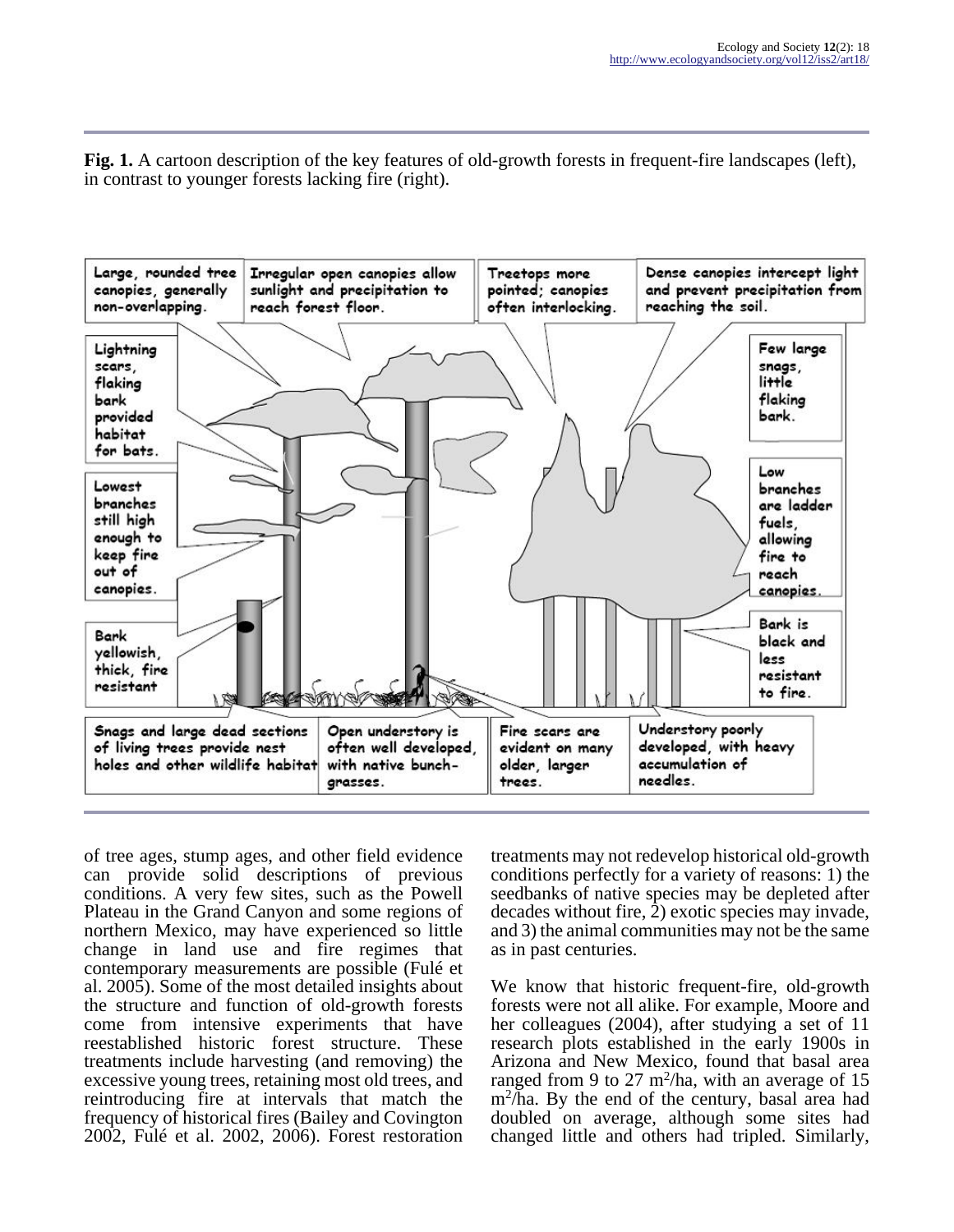**Fig. 1.** A cartoon description of the key features of old-growth forests in frequent-fire landscapes (left), in contrast to younger forests lacking fire (right).

of tree ages, stump ages, and other field evidence can provide solid descriptions of previous conditions. A very few sites, such as the Powell Plateau in the Grand Canyon and some regions of northern Mexico, may have experienced so little change in land use and fire regimes that contemporary measurements are possible (Fulé et al. 2005). Some of the most detailed insights about the structure and function of old-growth forests come from intensive experiments that have reestablished historic forest structure. These treatments include harvesting (and removing) the excessive young trees, retaining most old trees, and reintroducing fire at intervals that match the frequency of historical fires (Bailey and Covington 2002, Fulé et al. 2002, 2006). Forest restoration treatments may not redevelop historical old-growth conditions perfectly for a variety of reasons: 1) the seedbanks of native species may be depleted after decades without fire, 2) exotic species may invade, and 3) the animal communities may not be the same as in past centuries.

We know that historic frequent-fire, old-growth forests were not all alike. For example, Moore and her colleagues (2004), after studying a set of 11 research plots established in the early 1900s in Arizona and New Mexico, found that basal area ranged from 9 to 27 $m^2$/ha, with an average of 15 $m^2$/ha. By the end of the century, basal area had doubled on average, although some sites had changed little and others had tripled. Similarly,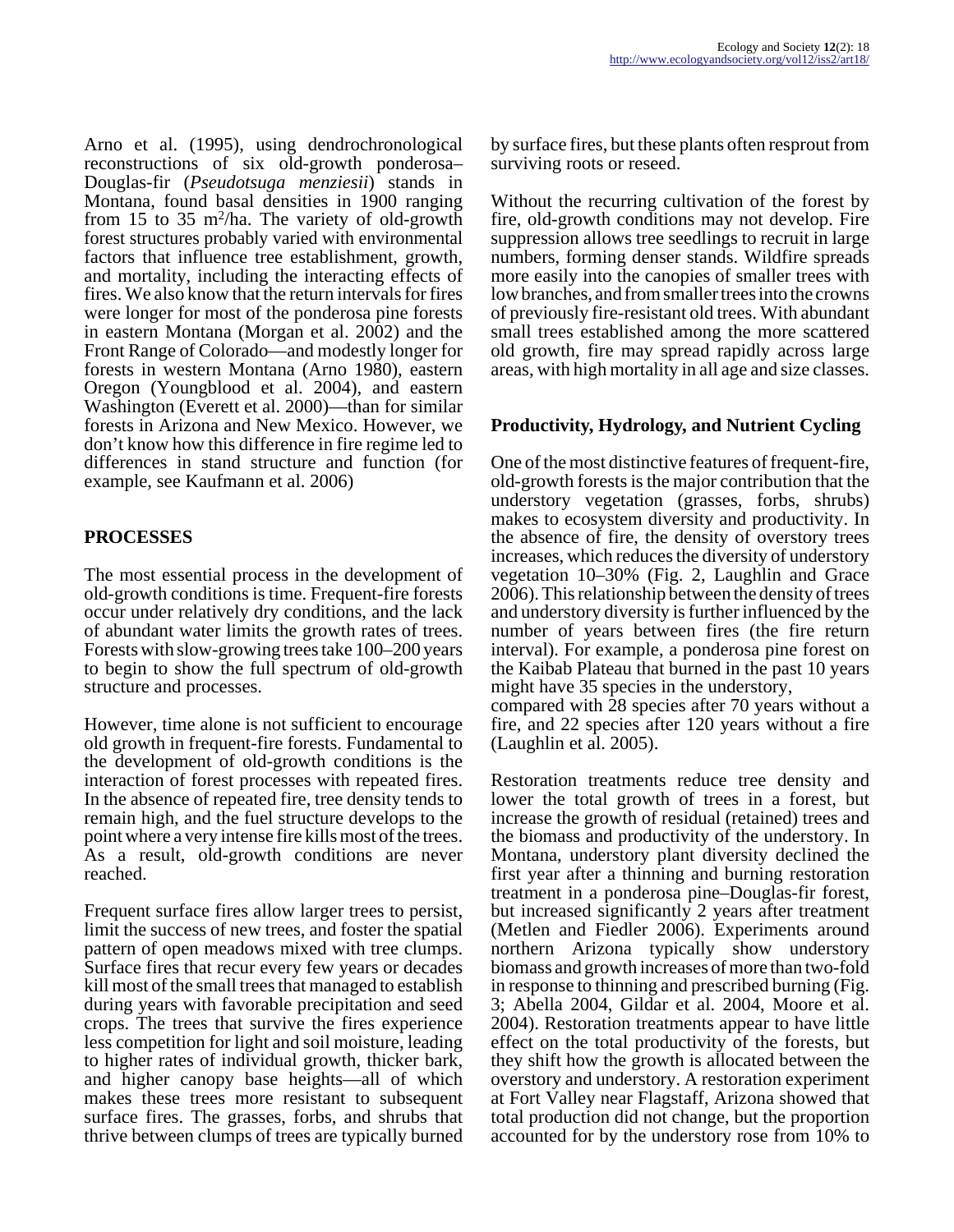Arno et al. (1995), using dendrochronological reconstructions of six old-growth ponderosa–Douglas-fir (*Pseudotsuga menziesii*) stands in Montana, found basal densities in 1900 ranging from 15 to 35 $m^2$/ha. The variety of old-growth forest structures probably varied with environmental factors that influence tree establishment, growth, and mortality, including the interacting effects of fires. We also know that the return intervals for fires were longer for most of the ponderosa pine forests in eastern Montana (Morgan et al. 2002) and the Front Range of Colorado—and modestly longer for forests in western Montana (Arno 1980), eastern Oregon (Youngblood et al. 2004), and eastern Washington (Everett et al. 2000)—than for similar forests in Arizona and New Mexico. However, we don't know how this difference in fire regime led to differences in stand structure and function (for example, see Kaufmann et al. 2006)

## PROCESSES

The most essential process in the development of old-growth conditions is time. Frequent-fire forests occur under relatively dry conditions, and the lack of abundant water limits the growth rates of trees. Forests with slow-growing trees take 100–200 years to begin to show the full spectrum of old-growth structure and processes.

However, time alone is not sufficient to encourage old growth in frequent-fire forests. Fundamental to the development of old-growth conditions is the interaction of forest processes with repeated fires. In the absence of repeated fire, tree density tends to remain high, and the fuel structure develops to the point where a very intense fire kills most of the trees. As a result, old-growth conditions are never reached.

Frequent surface fires allow larger trees to persist, limit the success of new trees, and foster the spatial pattern of open meadows mixed with tree clumps. Surface fires that recur every few years or decades kill most of the small trees that managed to establish during years with favorable precipitation and seed crops. The trees that survive the fires experience less competition for light and soil moisture, leading to higher rates of individual growth, thicker bark, and higher canopy base heights—all of which makes these trees more resistant to subsequent surface fires. The grasses, forbs, and shrubs that thrive between clumps of trees are typically burned by surface fires, but these plants often resprout from surviving roots or reseed.

Without the recurring cultivation of the forest by fire, old-growth conditions may not develop. Fire suppression allows tree seedlings to recruit in large numbers, forming denser stands. Wildfire spreads more easily into the canopies of smaller trees with low branches, and from smaller trees into the crowns of previously fire-resistant old trees. With abundant small trees established among the more scattered old growth, fire may spread rapidly across large areas, with high mortality in all age and size classes.

### Productivity, Hydrology, and Nutrient Cycling

One of the most distinctive features of frequent-fire, old-growth forests is the major contribution that the understory vegetation (grasses, forbs, shrubs) makes to ecosystem diversity and productivity. In the absence of fire, the density of overstory trees increases, which reduces the diversity of understory vegetation 10–30% (Fig. 2, Laughlin and Grace 2006). This relationship between the density of trees and understory diversity is further influenced by the number of years between fires (the fire return interval). For example, a ponderosa pine forest on the Kaibab Plateau that burned in the past 10 years might have 35 species in the understory, compared with 28 species after 70 years without a fire, and 22 species after 120 years without a fire (Laughlin et al. 2005).

Restoration treatments reduce tree density and lower the total growth of trees in a forest, but increase the growth of residual (retained) trees and the biomass and productivity of the understory. In Montana, understory plant diversity declined the first year after a thinning and burning restoration treatment in a ponderosa pine–Douglas-fir forest, but increased significantly 2 years after treatment (Metlen and Fiedler 2006). Experiments around northern Arizona typically show understory biomass and growth increases of more than two-fold in response to thinning and prescribed burning (Fig. 3; Abella 2004, Gildar et al. 2004, Moore et al. 2004). Restoration treatments appear to have little effect on the total productivity of the forests, but they shift how the growth is allocated between the overstory and understory. A restoration experiment at Fort Valley near Flagstaff, Arizona showed that total production did not change, but the proportion accounted for by the understory rose from 10% to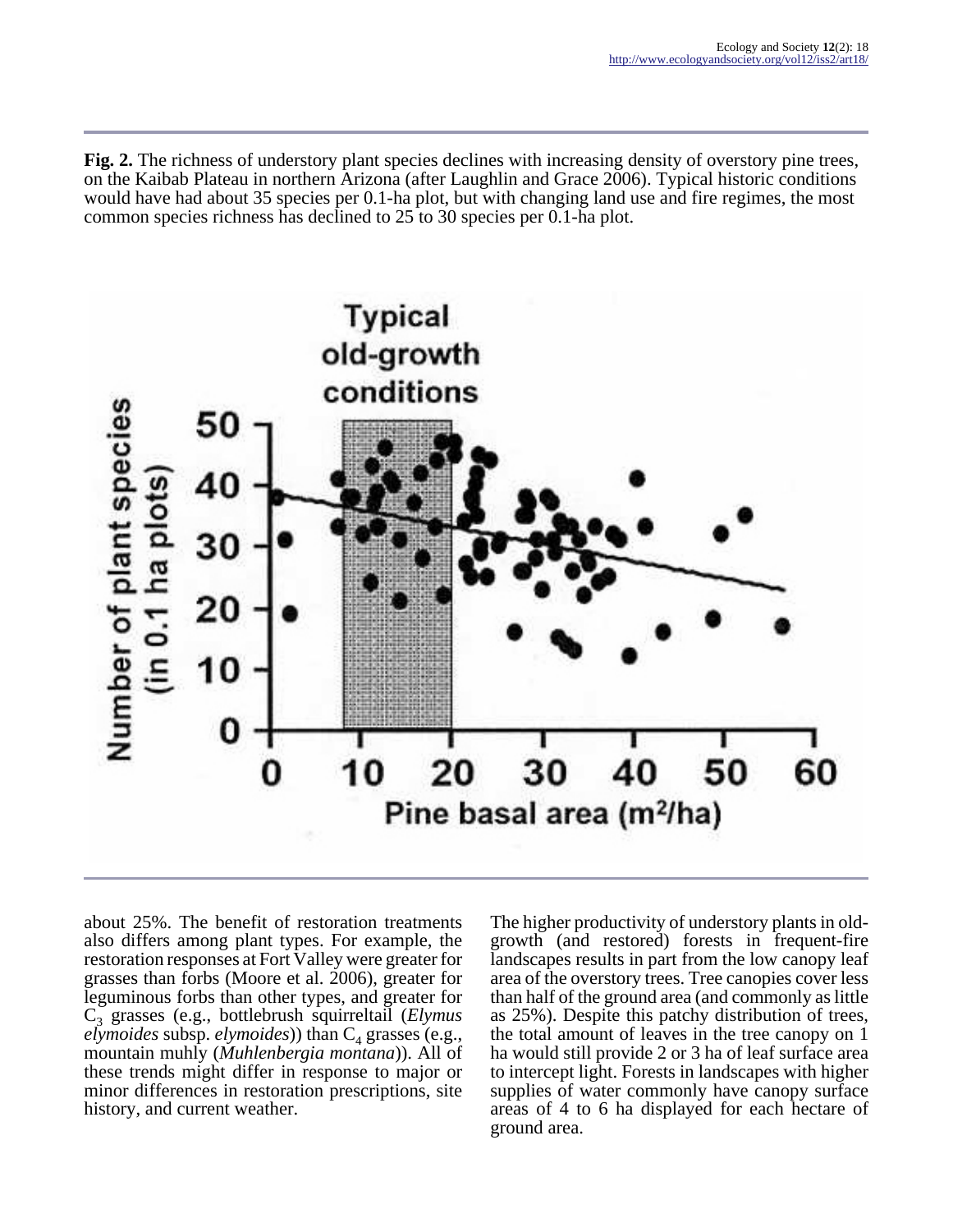**Fig. 2.** The richness of understory plant species declines with increasing density of overstory pine trees, on the Kaibab Plateau in northern Arizona (after Laughlin and Grace 2006). Typical historic conditions would have had about 35 species per 0.1-ha plot, but with changing land use and fire regimes, the most common species richness has declined to 25 to 30 species per 0.1-ha plot.

about 25%. The benefit of restoration treatments also differs among plant types. For example, the restoration responses at Fort Valley were greater for grasses than forbs (Moore et al. 2006), greater for leguminous forbs than other types, and greater for $C_3$ grasses (e.g., bottlebrush squirreltail (*Elymus elymoides* subsp. *elymoides*)) than $C_4$ grasses (e.g., mountain muhly (*Muhlenbergia montana*)). All of these trends might differ in response to major or minor differences in restoration prescriptions, site history, and current weather.

The higher productivity of understory plants in old-growth (and restored) forests in frequent-fire landscapes results in part from the low canopy leaf area of the overstory trees. Tree canopies cover less than half of the ground area (and commonly as little as 25%). Despite this patchy distribution of trees, the total amount of leaves in the tree canopy on 1 ha would still provide 2 or 3 ha of leaf surface area to intercept light. Forests in landscapes with higher supplies of water commonly have canopy surface areas of 4 to 6 ha displayed for each hectare of ground area.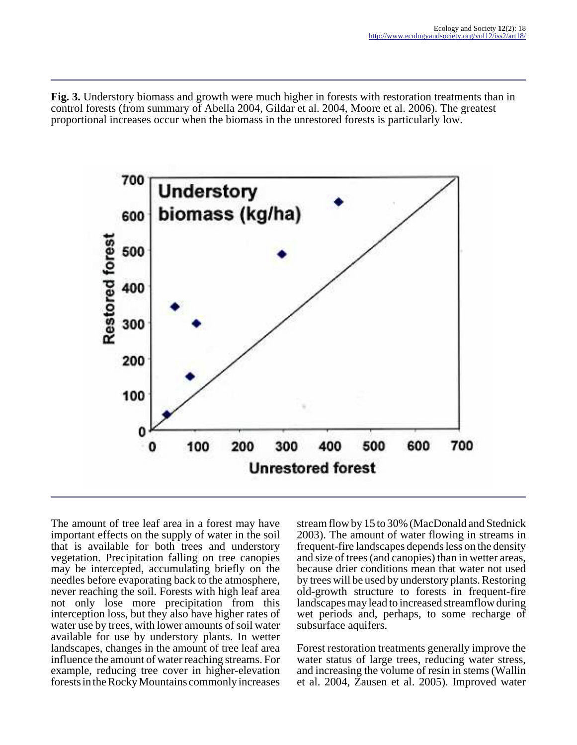**Fig. 3.** Understory biomass and growth were much higher in forests with restoration treatments than in control forests (from summary of Abella 2004, Gildar et al. 2004, Moore et al. 2006). The greatest proportional increases occur when the biomass in the unrestored forests is particularly low.

The amount of tree leaf area in a forest may have important effects on the supply of water in the soil that is available for both trees and understory vegetation. Precipitation falling on tree canopies may be intercepted, accumulating briefly on the needles before evaporating back to the atmosphere, never reaching the soil. Forests with high leaf area not only lose more precipitation from this interception loss, but they also have higher rates of water use by trees, with lower amounts of soil water available for use by understory plants. In wetter landscapes, changes in the amount of tree leaf area influence the amount of water reaching streams. For example, reducing tree cover in higher-elevation forests in the Rocky Mountains commonly increases stream flow by 15 to 30% (MacDonald and Stednick 2003). The amount of water flowing in streams in frequent-fire landscapes depends less on the density and size of trees (and canopies) than in wetter areas, because drier conditions mean that water not used by trees will be used by understory plants. Restoring old-growth structure to forests in frequent-fire landscapes may lead to increased streamflow during wet periods and, perhaps, to some recharge of subsurface aquifers.

Forest restoration treatments generally improve the water status of large trees, reducing water stress, and increasing the volume of resin in stems (Wallin et al. 2004, Zausen et al. 2005). Improved water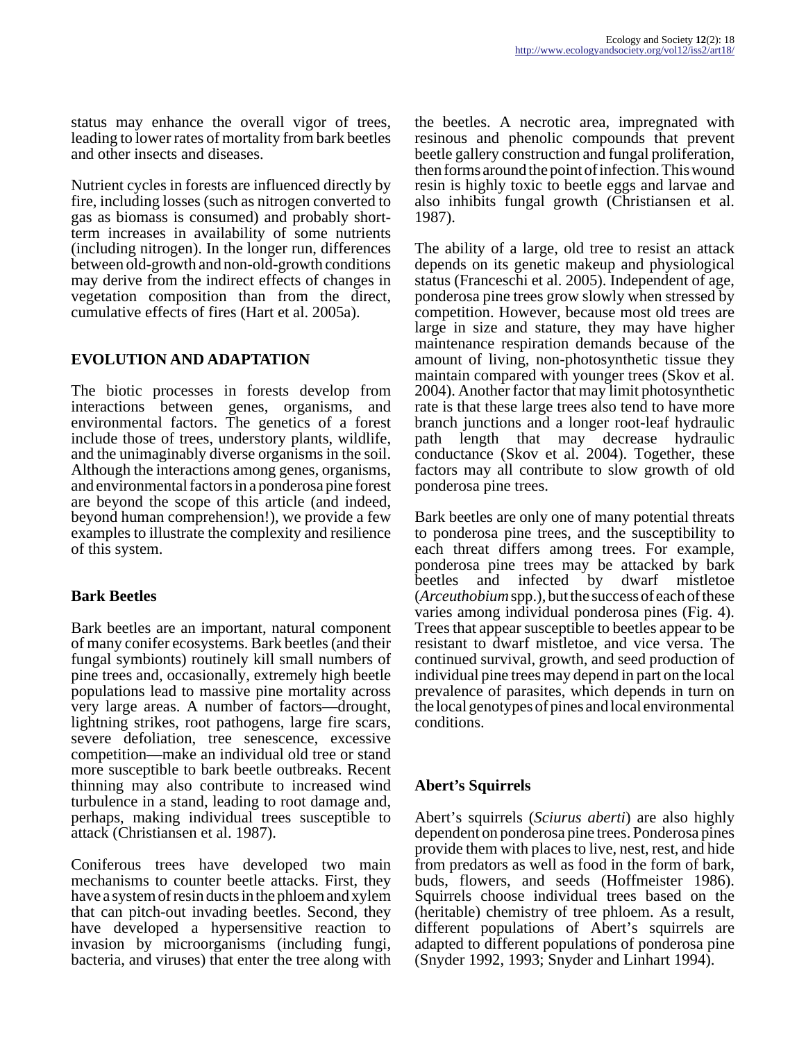status may enhance the overall vigor of trees, leading to lower rates of mortality from bark beetles and other insects and diseases.

Nutrient cycles in forests are influenced directly by fire, including losses (such as nitrogen converted to gas as biomass is consumed) and probably short-term increases in availability of some nutrients (including nitrogen). In the longer run, differences between old-growth and non-old-growth conditions may derive from the indirect effects of changes in vegetation composition than from the direct, cumulative effects of fires (Hart et al. 2005a).

## EVOLUTION AND ADAPTATION

The biotic processes in forests develop from interactions between genes, organisms, and environmental factors. The genetics of a forest include those of trees, understory plants, wildlife, and the unimaginably diverse organisms in the soil. Although the interactions among genes, organisms, and environmental factors in a ponderosa pine forest are beyond the scope of this article (and indeed, beyond human comprehension!), we provide a few examples to illustrate the complexity and resilience of this system.

### Bark Beetles

Bark beetles are an important, natural component of many conifer ecosystems. Bark beetles (and their fungal symbionts) routinely kill small numbers of pine trees and, occasionally, extremely high beetle populations lead to massive pine mortality across very large areas. A number of factors—drought, lightning strikes, root pathogens, large fire scars, severe defoliation, tree senescence, excessive competition—make an individual old tree or stand more susceptible to bark beetle outbreaks. Recent thinning may also contribute to increased wind turbulence in a stand, leading to root damage and, perhaps, making individual trees susceptible to attack (Christiansen et al. 1987).

Coniferous trees have developed two main mechanisms to counter beetle attacks. First, they have a system of resin ducts in the phloem and xylem that can pitch-out invading beetles. Second, they have developed a hypersensitive reaction to invasion by microorganisms (including fungi, bacteria, and viruses) that enter the tree along with the beetles. A necrotic area, impregnated with resinous and phenolic compounds that prevent beetle gallery construction and fungal proliferation, then forms around the point of infection. This wound resin is highly toxic to beetle eggs and larvae and also inhibits fungal growth (Christiansen et al. 1987).

The ability of a large, old tree to resist an attack depends on its genetic makeup and physiological status (Franceschi et al. 2005). Independent of age, ponderosa pine trees grow slowly when stressed by competition. However, because most old trees are large in size and stature, they may have higher maintenance respiration demands because of the amount of living, non-photosynthetic tissue they maintain compared with younger trees (Skov et al. 2004). Another factor that may limit photosynthetic rate is that these large trees also tend to have more branch junctions and a longer root-leaf hydraulic path length that may decrease hydraulic conductance (Skov et al. 2004). Together, these factors may all contribute to slow growth of old ponderosa pine trees.

Bark beetles are only one of many potential threats to ponderosa pine trees, and the susceptibility to each threat differs among trees. For example, ponderosa pine trees may be attacked by bark beetles and infected by dwarf mistletoe (*Arceuthobium* spp.), but the success of each of these varies among individual ponderosa pines (Fig. 4). Trees that appear susceptible to beetles appear to be resistant to dwarf mistletoe, and vice versa. The continued survival, growth, and seed production of individual pine trees may depend in part on the local prevalence of parasites, which depends in turn on the local genotypes of pines and local environmental conditions.

### Abert's Squirrels

Abert's squirrels (*Sciurus aberti*) are also highly dependent on ponderosa pine trees. Ponderosa pines provide them with places to live, nest, rest, and hide from predators as well as food in the form of bark, buds, flowers, and seeds (Hoffmeister 1986). Squirrels choose individual trees based on the (heritable) chemistry of tree phloem. As a result, different populations of Abert's squirrels are adapted to different populations of ponderosa pine (Snyder 1992, 1993; Snyder and Linhart 1994).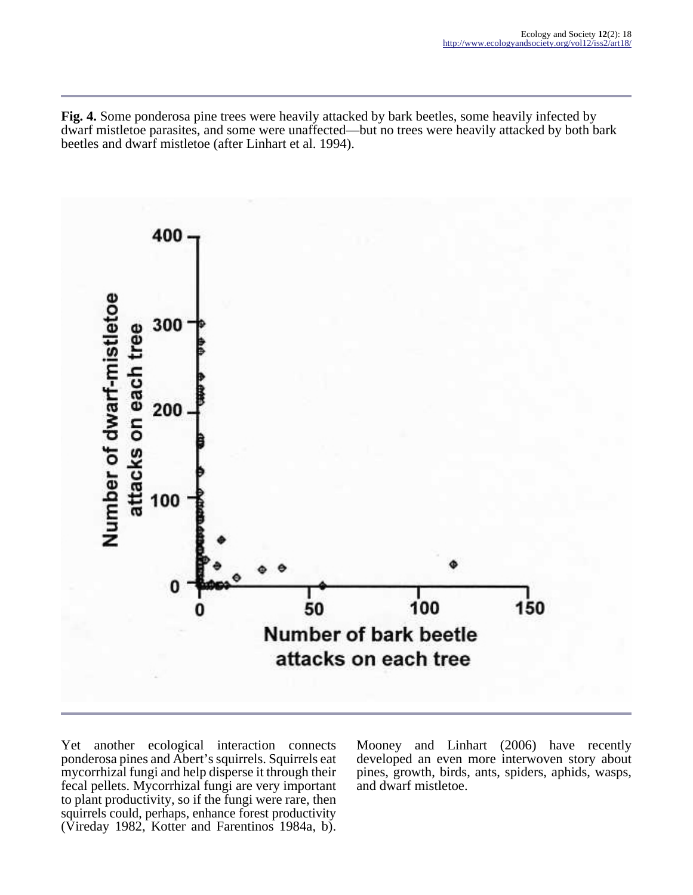**Fig. 4.** Some ponderosa pine trees were heavily attacked by bark beetles, some heavily infected by dwarf mistletoe parasites, and some were unaffected—but no trees were heavily attacked by both bark beetles and dwarf mistletoe (after Linhart et al. 1994).

Yet another ecological interaction connects ponderosa pines and Abert's squirrels. Squirrels eat mycorrhizal fungi and help disperse it through their fecal pellets. Mycorrhizal fungi are very important to plant productivity, so if the fungi were rare, then squirrels could, perhaps, enhance forest productivity (Vireday 1982, Kotter and Farentinos 1984a, b). Mooney and Linhart (2006) have recently developed an even more interwoven story about pines, growth, birds, ants, spiders, aphids, wasps, and dwarf mistletoe.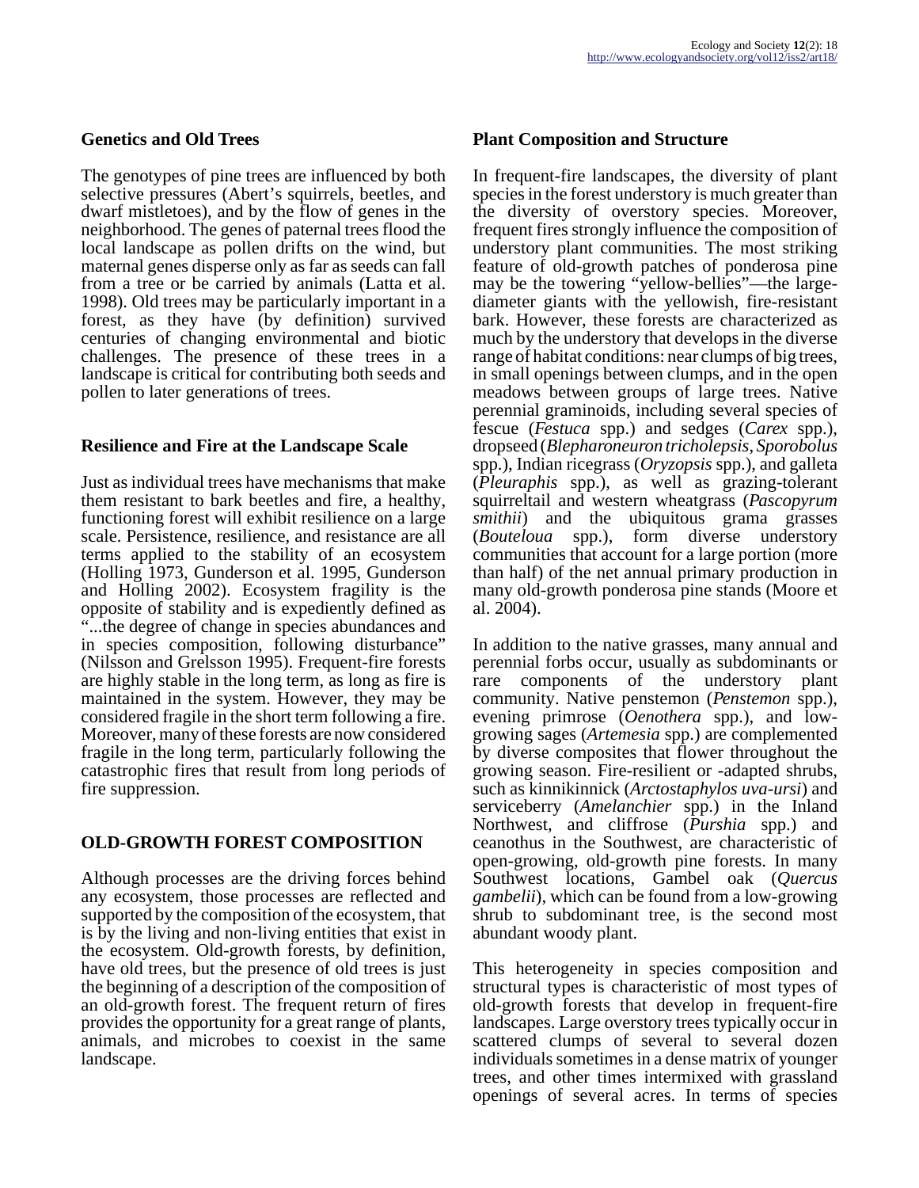### Genetics and Old Trees

The genotypes of pine trees are influenced by both selective pressures (Abert's squirrels, beetles, and dwarf mistletoes), and by the flow of genes in the neighborhood. The genes of paternal trees flood the local landscape as pollen drifts on the wind, but maternal genes disperse only as far as seeds can fall from a tree or be carried by animals (Latta et al. 1998). Old trees may be particularly important in a forest, as they have (by definition) survived centuries of changing environmental and biotic challenges. The presence of these trees in a landscape is critical for contributing both seeds and pollen to later generations of trees.

### Resilience and Fire at the Landscape Scale

Just as individual trees have mechanisms that make them resistant to bark beetles and fire, a healthy, functioning forest will exhibit resilience on a large scale. Persistence, resilience, and resistance are all terms applied to the stability of an ecosystem (Holling 1973, Gunderson et al. 1995, Gunderson and Holling 2002). Ecosystem fragility is the opposite of stability and is expediently defined as "...the degree of change in species abundances and in species composition, following disturbance" (Nilsson and Grelsson 1995). Frequent-fire forests are highly stable in the long term, as long as fire is maintained in the system. However, they may be considered fragile in the short term following a fire. Moreover, many of these forests are now considered fragile in the long term, particularly following the catastrophic fires that result from long periods of fire suppression.

## OLD-GROWTH FOREST COMPOSITION

Although processes are the driving forces behind any ecosystem, those processes are reflected and supported by the composition of the ecosystem, that is by the living and non-living entities that exist in the ecosystem. Old-growth forests, by definition, have old trees, but the presence of old trees is just the beginning of a description of the composition of an old-growth forest. The frequent return of fires provides the opportunity for a great range of plants, animals, and microbes to coexist in the same landscape.

### Plant Composition and Structure

In frequent-fire landscapes, the diversity of plant species in the forest understory is much greater than the diversity of overstory species. Moreover, frequent fires strongly influence the composition of understory plant communities. The most striking feature of old-growth patches of ponderosa pine may be the towering "yellow-bellies"—the large-diameter giants with the yellowish, fire-resistant bark. However, these forests are characterized as much by the understory that develops in the diverse range of habitat conditions: near clumps of big trees, in small openings between clumps, and in the open meadows between groups of large trees. Native perennial graminoids, including several species of fescue (*Festuca* spp.) and sedges (*Carex* spp.), dropseed (*Blepharoneuron tricholepsis*, *Sporobolus* spp.), Indian ricegrass (*Oryzopsis* spp.), and galleta (*Pleuraphis* spp.), as well as grazing-tolerant squirreltail and western wheatgrass (*Pascopyrum smithii*) and the ubiquitous grama grasses (*Bouteloua* spp.), form diverse understory communities that account for a large portion (more than half) of the net annual primary production in many old-growth ponderosa pine stands (Moore et al. 2004).

In addition to the native grasses, many annual and perennial forbs occur, usually as subdominants or rare components of the understory plant community. Native penstemon (*Penstemon* spp.), evening primrose (*Oenothera* spp.), and low-growing sages (*Artemesia* spp.) are complemented by diverse composites that flower throughout the growing season. Fire-resilient or -adapted shrubs, such as kinnikinnick (*Arctostaphylos uva-ursi*) and serviceberry (*Amelanchier* spp.) in the Inland Northwest, and cliffrose (*Purshia* spp.) and ceanothus in the Southwest, are characteristic of open-growing, old-growth pine forests. In many Southwest locations, Gambel oak (*Quercus gambelii*), which can be found from a low-growing shrub to subdominant tree, is the second most abundant woody plant.

This heterogeneity in species composition and structural types is characteristic of most types of old-growth forests that develop in frequent-fire landscapes. Large overstory trees typically occur in scattered clumps of several to several dozen individuals sometimes in a dense matrix of younger trees, and other times intermixed with grassland openings of several acres. In terms of species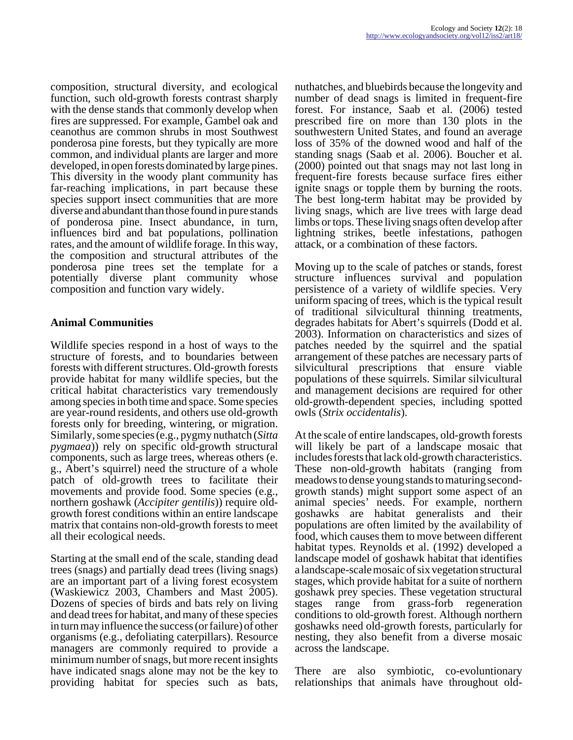composition, structural diversity, and ecological function, such old-growth forests contrast sharply with the dense stands that commonly develop when fires are suppressed. For example, Gambel oak and ceanothus are common shrubs in most Southwest ponderosa pine forests, but they typically are more common, and individual plants are larger and more developed, in open forests dominated by large pines. This diversity in the woody plant community has far-reaching implications, in part because these species support insect communities that are more diverse and abundant than those found in pure stands of ponderosa pine. Insect abundance, in turn, influences bird and bat populations, pollination rates, and the amount of wildlife forage. In this way, the composition and structural attributes of the ponderosa pine trees set the template for a potentially diverse plant community whose composition and function vary widely.

## Animal Communities

Wildlife species respond in a host of ways to the structure of forests, and to boundaries between forests with different structures. Old-growth forests provide habitat for many wildlife species, but the critical habitat characteristics vary tremendously among species in both time and space. Some species are year-round residents, and others use old-growth forests only for breeding, wintering, or migration. Similarly, some species (e.g., pygmy nuthatch (*Sitta pygmaea*)) rely on specific old-growth structural components, such as large trees, whereas others (e.g., Abert's squirrel) need the structure of a whole patch of old-growth trees to facilitate their movements and provide food. Some species (e.g., northern goshawk (*Accipiter gentilis*)) require old-growth forest conditions within an entire landscape matrix that contains non-old-growth forests to meet all their ecological needs.

Starting at the small end of the scale, standing dead trees (snags) and partially dead trees (living snags) are an important part of a living forest ecosystem (Waskiewicz 2003, Chambers and Mast 2005). Dozens of species of birds and bats rely on living and dead trees for habitat, and many of these species in turn may influence the success (or failure) of other organisms (e.g., defoliating caterpillars). Resource managers are commonly required to provide a minimum number of snags, but more recent insights have indicated snags alone may not be the key to providing habitat for species such as bats, nuthatches, and bluebirds because the longevity and number of dead snags is limited in frequent-fire forest. For instance, Saab et al. (2006) tested prescribed fire on more than 130 plots in the southwestern United States, and found an average loss of 35% of the downed wood and half of the standing snags (Saab et al. 2006). Boucher et al. (2000) pointed out that snags may not last long in frequent-fire forests because surface fires either ignite snags or topple them by burning the roots. The best long-term habitat may be provided by living snags, which are live trees with large dead limbs or tops. These living snags often develop after lightning strikes, beetle infestations, pathogen attack, or a combination of these factors.

Moving up to the scale of patches or stands, forest structure influences survival and population persistence of a variety of wildlife species. Very uniform spacing of trees, which is the typical result of traditional silvicultural thinning treatments, degrades habitats for Abert's squirrels (Dodd et al. 2003). Information on characteristics and sizes of patches needed by the squirrel and the spatial arrangement of these patches are necessary parts of silvicultural prescriptions that ensure viable populations of these squirrels. Similar silvicultural and management decisions are required for other old-growth-dependent species, including spotted owls (*Strix occidentalis*).

At the scale of entire landscapes, old-growth forests will likely be part of a landscape mosaic that includes forests that lack old-growth characteristics. These non-old-growth habitats (ranging from meadows to dense young stands to maturing second-growth stands) might support some aspect of an animal species' needs. For example, northern goshawks are habitat generalists and their populations are often limited by the availability of food, which causes them to move between different habitat types. Reynolds et al. (1992) developed a landscape model of goshawk habitat that identifies a landscape-scale mosaic of six vegetation structural stages, which provide habitat for a suite of northern goshawk prey species. These vegetation structural stages range from grass-forb regeneration conditions to old-growth forest. Although northern goshawks need old-growth forests, particularly for nesting, they also benefit from a diverse mosaic across the landscape.

There are also symbiotic, co-evoluntionary relationships that animals have throughout old-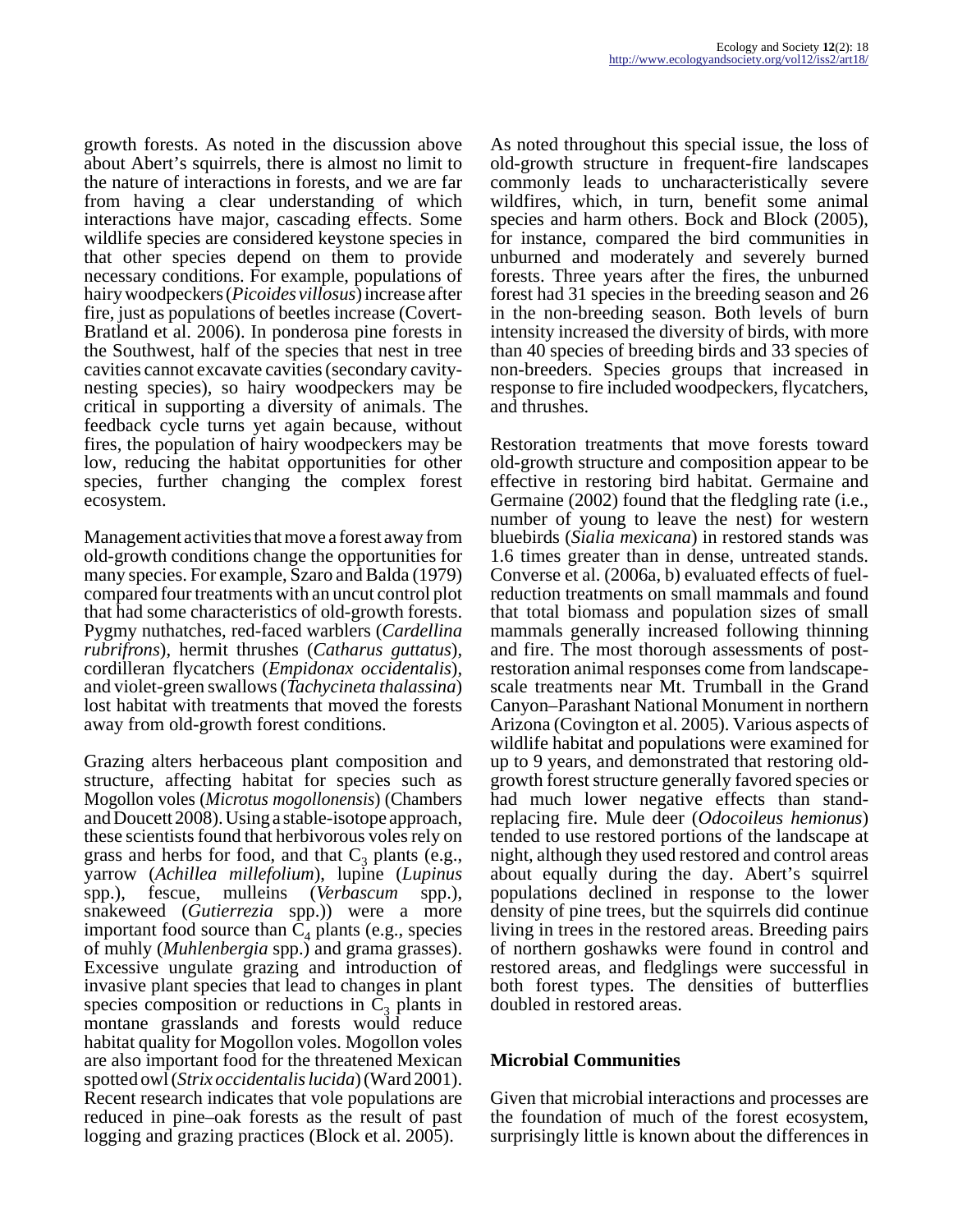growth forests. As noted in the discussion above about Abert's squirrels, there is almost no limit to the nature of interactions in forests, and we are far from having a clear understanding of which interactions have major, cascading effects. Some wildlife species are considered keystone species in that other species depend on them to provide necessary conditions. For example, populations of hairy woodpeckers (*Picoides villosus*) increase after fire, just as populations of beetles increase (Covert-Bratland et al. 2006). In ponderosa pine forests in the Southwest, half of the species that nest in tree cavities cannot excavate cavities (secondary cavity-nesting species), so hairy woodpeckers may be critical in supporting a diversity of animals. The feedback cycle turns yet again because, without fires, the population of hairy woodpeckers may be low, reducing the habitat opportunities for other species, further changing the complex forest ecosystem.

Management activities that move a forest away from old-growth conditions change the opportunities for many species. For example, Szaro and Balda (1979) compared four treatments with an uncut control plot that had some characteristics of old-growth forests. Pygmy nuthatches, red-faced warblers (*Cardellina rubrifrons*), hermit thrushes (*Catharus guttatus*), cordilleran flycatchers (*Empidonax occidentalis*), and violet-green swallows (*Tachycineta thalassina*) lost habitat with treatments that moved the forests away from old-growth forest conditions.

Grazing alters herbaceous plant composition and structure, affecting habitat for species such as Mogollon voles (*Microtus mogollonensis*) (Chambers and Doucett 2008). Using a stable-isotope approach, these scientists found that herbivorous voles rely on grass and herbs for food, and that $C_3$ plants (e.g., yarrow (*Achillea millefolium*), lupine (*Lupinus* spp.), fescue, mulleins (*Verbascum* spp.), snakeweed (*Gutierrezia* spp.)) were a more important food source than $C_4$ plants (e.g., species of muhly (*Muhlenbergia* spp.) and grama grasses). Excessive ungulate grazing and introduction of invasive plant species that lead to changes in plant species composition or reductions in $C_3$ plants in montane grasslands and forests would reduce habitat quality for Mogollon voles. Mogollon voles are also important food for the threatened Mexican spotted owl (*Strix occidentalis lucida*) (Ward 2001). Recent research indicates that vole populations are reduced in pine–oak forests as the result of past logging and grazing practices (Block et al. 2005).

As noted throughout this special issue, the loss of old-growth structure in frequent-fire landscapes commonly leads to uncharacteristically severe wildfires, which, in turn, benefit some animal species and harm others. Bock and Block (2005), for instance, compared the bird communities in unburned and moderately and severely burned forests. Three years after the fires, the unburned forest had 31 species in the breeding season and 26 in the non-breeding season. Both levels of burn intensity increased the diversity of birds, with more than 40 species of breeding birds and 33 species of non-breeders. Species groups that increased in response to fire included woodpeckers, flycatchers, and thrushes.

Restoration treatments that move forests toward old-growth structure and composition appear to be effective in restoring bird habitat. Germaine and Germaine (2002) found that the fledgling rate (i.e., number of young to leave the nest) for western bluebirds (*Sialia mexicana*) in restored stands was 1.6 times greater than in dense, untreated stands. Converse et al. (2006a, b) evaluated effects of fuel-reduction treatments on small mammals and found that total biomass and population sizes of small mammals generally increased following thinning and fire. The most thorough assessments of post-restoration animal responses come from landscape-scale treatments near Mt. Trumball in the Grand Canyon–Parashant National Monument in northern Arizona (Covington et al. 2005). Various aspects of wildlife habitat and populations were examined for up to 9 years, and demonstrated that restoring old-growth forest structure generally favored species or had much lower negative effects than stand-replacing fire. Mule deer (*Odocoileus hemionus*) tended to use restored portions of the landscape at night, although they used restored and control areas about equally during the day. Abert's squirrel populations declined in response to the lower density of pine trees, but the squirrels did continue living in trees in the restored areas. Breeding pairs of northern goshawks were found in control and restored areas, and fledglings were successful in both forest types. The densities of butterflies doubled in restored areas.

## Microbial Communities

Given that microbial interactions and processes are the foundation of much of the forest ecosystem, surprisingly little is known about the differences in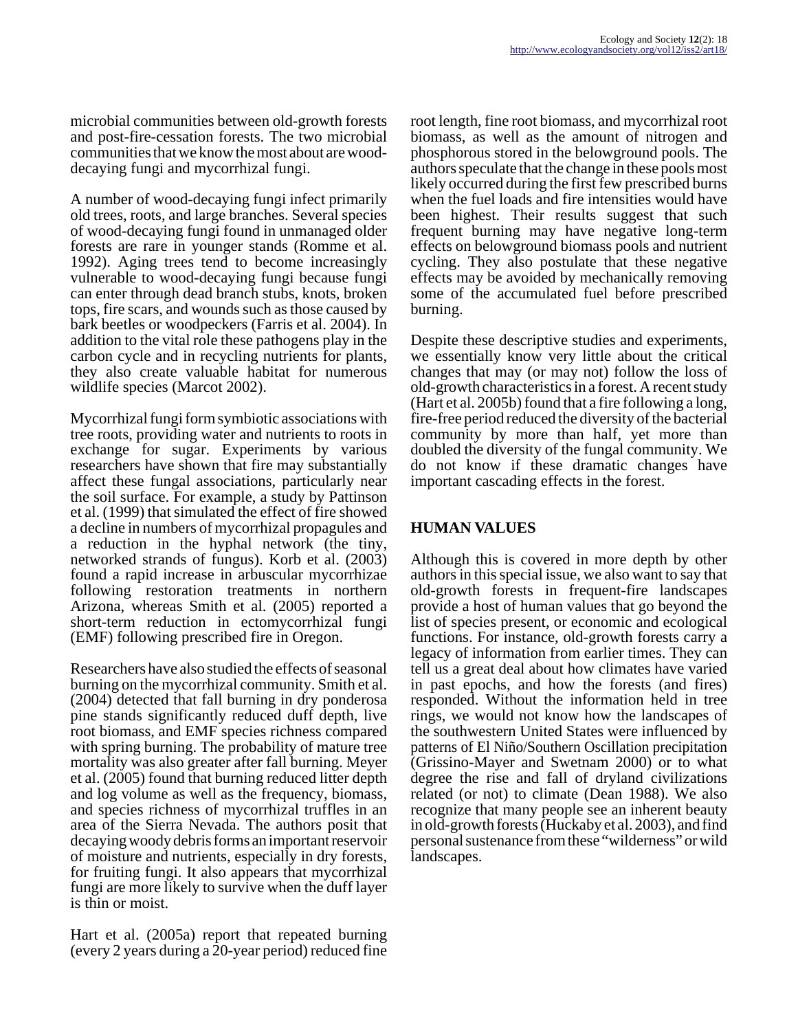microbial communities between old-growth forests and post-fire-cessation forests. The two microbial communities that we know the most about are wood-decaying fungi and mycorrhizal fungi.

A number of wood-decaying fungi infect primarily old trees, roots, and large branches. Several species of wood-decaying fungi found in unmanaged older forests are rare in younger stands (Romme et al. 1992). Aging trees tend to become increasingly vulnerable to wood-decaying fungi because fungi can enter through dead branch stubs, knots, broken tops, fire scars, and wounds such as those caused by bark beetles or woodpeckers (Farris et al. 2004). In addition to the vital role these pathogens play in the carbon cycle and in recycling nutrients for plants, they also create valuable habitat for numerous wildlife species (Marcot 2002).

Mycorrhizal fungi form symbiotic associations with tree roots, providing water and nutrients to roots in exchange for sugar. Experiments by various researchers have shown that fire may substantially affect these fungal associations, particularly near the soil surface. For example, a study by Pattinson et al. (1999) that simulated the effect of fire showed a decline in numbers of mycorrhizal propagules and a reduction in the hyphal network (the tiny, networked strands of fungus). Korb et al. (2003) found a rapid increase in arbuscular mycorrhizae following restoration treatments in northern Arizona, whereas Smith et al. (2005) reported a short-term reduction in ectomycorrhizal fungi (EMF) following prescribed fire in Oregon.

Researchers have also studied the effects of seasonal burning on the mycorrhizal community. Smith et al. (2004) detected that fall burning in dry ponderosa pine stands significantly reduced duff depth, live root biomass, and EMF species richness compared with spring burning. The probability of mature tree mortality was also greater after fall burning. Meyer et al. (2005) found that burning reduced litter depth and log volume as well as the frequency, biomass, and species richness of mycorrhizal truffles in an area of the Sierra Nevada. The authors posit that decaying woody debris forms an important reservoir of moisture and nutrients, especially in dry forests, for fruiting fungi. It also appears that mycorrhizal fungi are more likely to survive when the duff layer is thin or moist.

Hart et al. (2005a) report that repeated burning (every 2 years during a 20-year period) reduced fine root length, fine root biomass, and mycorrhizal root biomass, as well as the amount of nitrogen and phosphorous stored in the belowground pools. The authors speculate that the change in these pools most likely occurred during the first few prescribed burns when the fuel loads and fire intensities would have been highest. Their results suggest that such frequent burning may have negative long-term effects on belowground biomass pools and nutrient cycling. They also postulate that these negative effects may be avoided by mechanically removing some of the accumulated fuel before prescribed burning.

Despite these descriptive studies and experiments, we essentially know very little about the critical changes that may (or may not) follow the loss of old-growth characteristics in a forest. A recent study (Hart et al. 2005b) found that a fire following a long, fire-free period reduced the diversity of the bacterial community by more than half, yet more than doubled the diversity of the fungal community. We do not know if these dramatic changes have important cascading effects in the forest.

## HUMAN VALUES

Although this is covered in more depth by other authors in this special issue, we also want to say that old-growth forests in frequent-fire landscapes provide a host of human values that go beyond the list of species present, or economic and ecological functions. For instance, old-growth forests carry a legacy of information from earlier times. They can tell us a great deal about how climates have varied in past epochs, and how the forests (and fires) responded. Without the information held in tree rings, we would not know how the landscapes of the southwestern United States were influenced by patterns of El Niño/Southern Oscillation precipitation (Grissino-Mayer and Swetnam 2000) or to what degree the rise and fall of dryland civilizations related (or not) to climate (Dean 1988). We also recognize that many people see an inherent beauty in old-growth forests (Huckaby et al. 2003), and find personal sustenance from these "wilderness" or wild landscapes.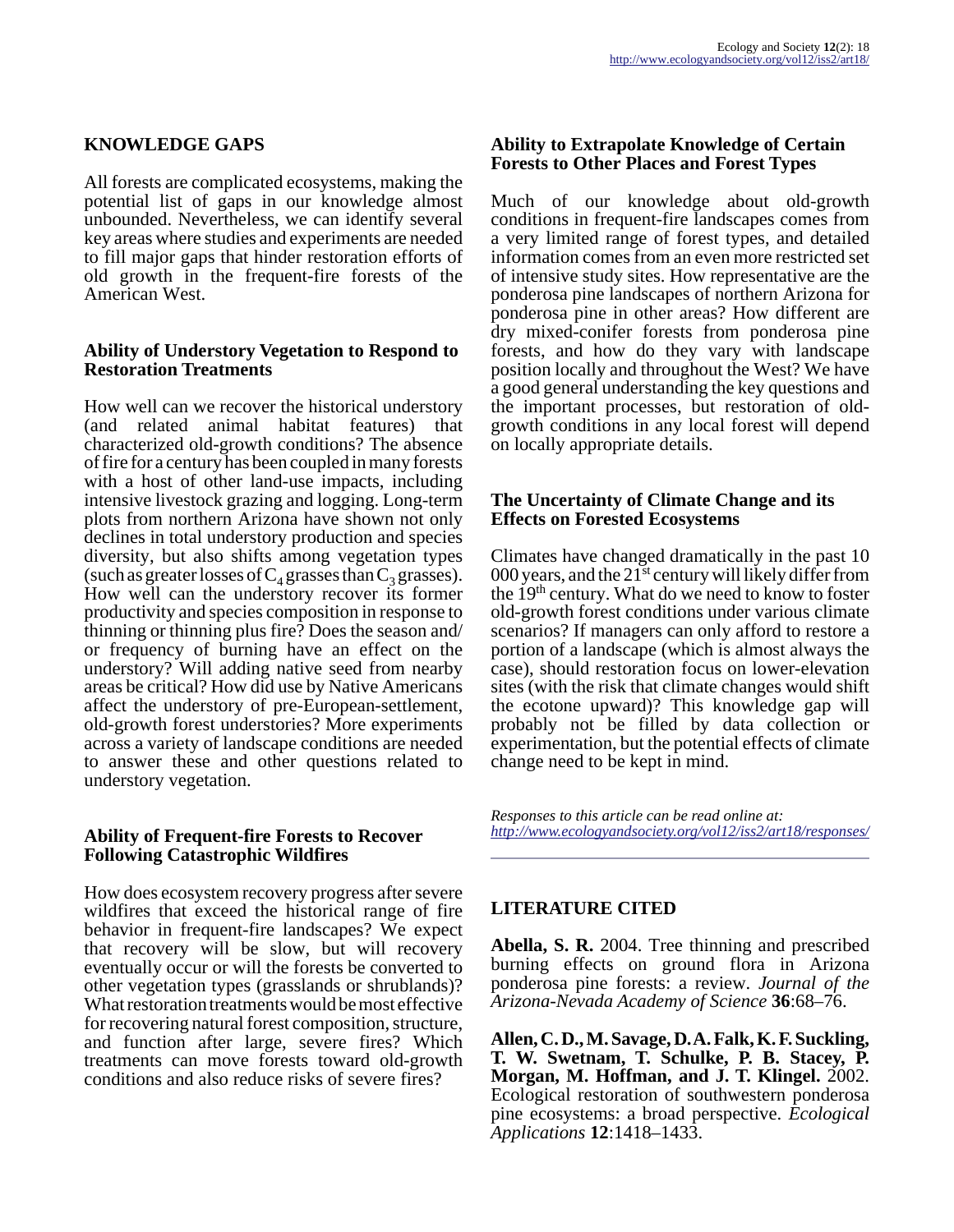## KNOWLEDGE GAPS

All forests are complicated ecosystems, making the potential list of gaps in our knowledge almost unbounded. Nevertheless, we can identify several key areas where studies and experiments are needed to fill major gaps that hinder restoration efforts of old growth in the frequent-fire forests of the American West.

### Ability of Understory Vegetation to Respond to Restoration Treatments

How well can we recover the historical understory (and related animal habitat features) that characterized old-growth conditions? The absence of fire for a century has been coupled in many forests with a host of other land-use impacts, including intensive livestock grazing and logging. Long-term plots from northern Arizona have shown not only declines in total understory production and species diversity, but also shifts among vegetation types (such as greater losses of $C_4$ grasses than $C_3$ grasses). How well can the understory recover its former productivity and species composition in response to thinning or thinning plus fire? Does the season and/or frequency of burning have an effect on the understory? Will adding native seed from nearby areas be critical? How did use by Native Americans affect the understory of pre-European-settlement, old-growth forest understories? More experiments across a variety of landscape conditions are needed to answer these and other questions related to understory vegetation.

### Ability of Frequent-fire Forests to Recover Following Catastrophic Wildfires

How does ecosystem recovery progress after severe wildfires that exceed the historical range of fire behavior in frequent-fire landscapes? We expect that recovery will be slow, but will recovery eventually occur or will the forests be converted to other vegetation types (grasslands or shrublands)? What restoration treatments would be most effective for recovering natural forest composition, structure, and function after large, severe fires? Which treatments can move forests toward old-growth conditions and also reduce risks of severe fires?

### Ability to Extrapolate Knowledge of Certain Forests to Other Places and Forest Types

Much of our knowledge about old-growth conditions in frequent-fire landscapes comes from a very limited range of forest types, and detailed information comes from an even more restricted set of intensive study sites. How representative are the ponderosa pine landscapes of northern Arizona for ponderosa pine in other areas? How different are dry mixed-conifer forests from ponderosa pine forests, and how do they vary with landscape position locally and throughout the West? We have a good general understanding the key questions and the important processes, but restoration of old-growth conditions in any local forest will depend on locally appropriate details.

### The Uncertainty of Climate Change and its Effects on Forested Ecosystems

Climates have changed dramatically in the past 10 000 years, and the 21st century will likely differ from the 19th century. What do we need to know to foster old-growth forest conditions under various climate scenarios? If managers can only afford to restore a portion of a landscape (which is almost always the case), should restoration focus on lower-elevation sites (with the risk that climate changes would shift the ecotone upward)? This knowledge gap will probably not be filled by data collection or experimentation, but the potential effects of climate change need to be kept in mind.

*Responses to this article can be read online at:*
*http://www.ecologyandsociety.org/vol12/iss2/art18/responses/*

## LITERATURE CITED

**Abella, S. R.** 2004. Tree thinning and prescribed burning effects on ground flora in Arizona ponderosa pine forests: a review. *Journal of the Arizona-Nevada Academy of Science* **36**:68–76.

**Allen, C. D., M. Savage, D. A. Falk, K. F. Suckling, T. W. Swetnam, T. Schulke, P. B. Stacey, P. Morgan, M. Hoffman, and J. T. Klingel.** 2002. Ecological restoration of southwestern ponderosa pine ecosystems: a broad perspective. *Ecological Applications* **12**:1418–1433.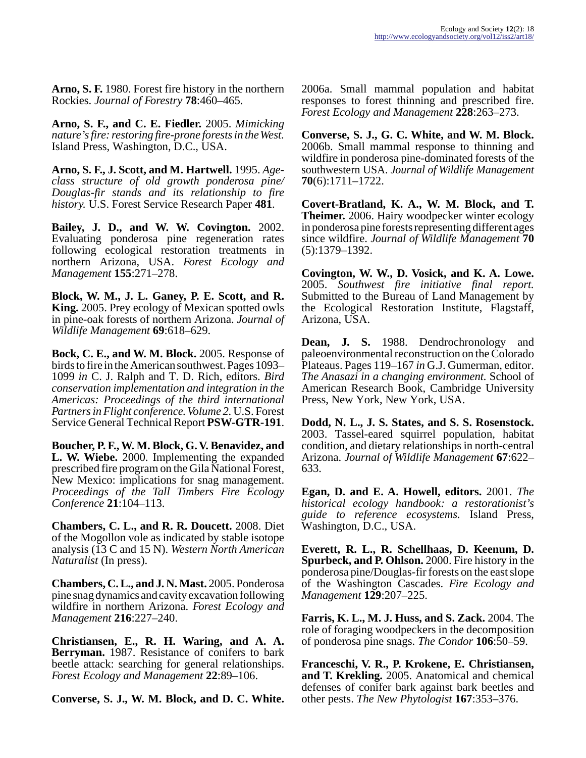**Arno, S. F.** 1980. Forest fire history in the northern Rockies. *Journal of Forestry* **78**:460–465.

**Arno, S. F., and C. E. Fiedler.** 2005. *Mimicking nature's fire: restoring fire-prone forests in the West*. Island Press, Washington, D.C., USA.

**Arno, S. F., J. Scott, and M. Hartwell.** 1995. *Age-class structure of old growth ponderosa pine/Douglas-fir stands and its relationship to fire history.* U.S. Forest Service Research Paper **481**.

**Bailey, J. D., and W. W. Covington.** 2002. Evaluating ponderosa pine regeneration rates following ecological restoration treatments in northern Arizona, USA. *Forest Ecology and Management* **155**:271–278.

**Block, W. M., J. L. Ganey, P. E. Scott, and R. King.** 2005. Prey ecology of Mexican spotted owls in pine-oak forests of northern Arizona. *Journal of Wildlife Management* **69**:618–629.

**Bock, C. E., and W. M. Block.** 2005. Response of birds to fire in the American southwest. Pages 1093–1099 *in* C. J. Ralph and T. D. Rich, editors. *Bird conservation implementation and integration in the Americas: Proceedings of the third international Partners in Flight conference. Volume 2*. U.S. Forest Service General Technical Report **PSW-GTR-191**.

**Boucher, P. F., W. M. Block, G. V. Benavidez, and L. W. Wiebe.** 2000. Implementing the expanded prescribed fire program on the Gila National Forest, New Mexico: implications for snag management. *Proceedings of the Tall Timbers Fire Ecology Conference* **21**:104–113.

**Chambers, C. L., and R. R. Doucett.** 2008. Diet of the Mogollon vole as indicated by stable isotope analysis (13 C and 15 N). *Western North American Naturalist* (In press).

**Chambers, C. L., and J. N. Mast.** 2005. Ponderosa pine snag dynamics and cavity excavation following wildfire in northern Arizona. *Forest Ecology and Management* **216**:227–240.

**Christiansen, E., R. H. Waring, and A. A. Berryman.** 1987. Resistance of conifers to bark beetle attack: searching for general relationships. *Forest Ecology and Management* **22**:89–106.

**Converse, S. J., W. M. Block, and D. C. White.** 2006a. Small mammal population and habitat responses to forest thinning and prescribed fire. *Forest Ecology and Management* **228**:263–273.

**Converse, S. J., G. C. White, and W. M. Block.** 2006b. Small mammal response to thinning and wildfire in ponderosa pine-dominated forests of the southwestern USA. *Journal of Wildlife Management* **70**(6):1711–1722.

**Covert-Bratland, K. A., W. M. Block, and T. Theimer.** 2006. Hairy woodpecker winter ecology in ponderosa pine forests representing different ages since wildfire. *Journal of Wildlife Management* **70** (5):1379–1392.

**Covington, W. W., D. Vosick, and K. A. Lowe.** 2005. *Southwest fire initiative final report.* Submitted to the Bureau of Land Management by the Ecological Restoration Institute, Flagstaff, Arizona, USA.

**Dean, J. S.** 1988. Dendrochronology and paleoenvironmental reconstruction on the Colorado Plateaus. Pages 119–167 *in* G.J. Gumerman, editor. *The Anasazi in a changing environment*. School of American Research Book, Cambridge University Press, New York, New York, USA.

**Dodd, N. L., J. S. States, and S. S. Rosenstock.** 2003. Tassel-eared squirrel population, habitat condition, and dietary relationships in north-central Arizona. *Journal of Wildlife Management* **67**:622–633.

**Egan, D. and E. A. Howell, editors.** 2001. *The historical ecology handbook: a restorationist's guide to reference ecosystems*. Island Press, Washington, D.C., USA.

**Everett, R. L., R. Schellhaas, D. Keenum, D. Spurbeck, and P. Ohlson.** 2000. Fire history in the ponderosa pine/Douglas-fir forests on the east slope of the Washington Cascades. *Fire Ecology and Management* **129**:207–225.

**Farris, K. L., M. J. Huss, and S. Zack.** 2004. The role of foraging woodpeckers in the decomposition of ponderosa pine snags. *The Condor* **106**:50–59.

**Franceschi, V. R., P. Krokene, E. Christiansen, and T. Krekling.** 2005. Anatomical and chemical defenses of conifer bark against bark beetles and other pests. *The New Phytologist* **167**:353–376.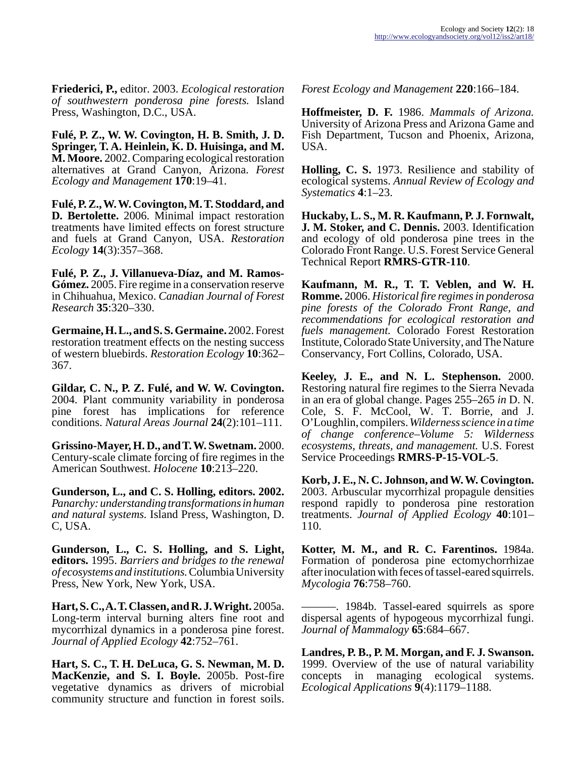**Friederici, P.,** editor. 2003. *Ecological restoration of southwestern ponderosa pine forests.* Island Press, Washington, D.C., USA.

**Fulé, P. Z., W. W. Covington, H. B. Smith, J. D. Springer, T. A. Heinlein, K. D. Huisinga, and M. M. Moore.** 2002. Comparing ecological restoration alternatives at Grand Canyon, Arizona. *Forest Ecology and Management* **170**:19–41.

**Fulé, P. Z., W. W. Covington, M. T. Stoddard, and D. Bertolette.** 2006. Minimal impact restoration treatments have limited effects on forest structure and fuels at Grand Canyon, USA. *Restoration Ecology* **14**(3):357–368.

**Fulé, P. Z., J. Villanueva-Díaz, and M. Ramos-Gómez.** 2005. Fire regime in a conservation reserve in Chihuahua, Mexico. *Canadian Journal of Forest Research* **35**:320–330.

**Germaine, H. L., and S. S. Germaine.** 2002. Forest restoration treatment effects on the nesting success of western bluebirds. *Restoration Ecology* **10**:362–367.

**Gildar, C. N., P. Z. Fulé, and W. W. Covington.** 2004. Plant community variability in ponderosa pine forest has implications for reference conditions. *Natural Areas Journal* **24**(2):101–111.

**Grissino-Mayer, H. D., and T. W. Swetnam.** 2000. Century-scale climate forcing of fire regimes in the American Southwest. *Holocene* **10**:213–220.

**Gunderson, L., and C. S. Holling, editors. 2002.** *Panarchy: understanding transformations in human and natural systems.* Island Press, Washington, D. C, USA.

**Gunderson, L., C. S. Holling, and S. Light, editors.** 1995. *Barriers and bridges to the renewal of ecosystems and institutions.* Columbia University Press, New York, New York, USA.

**Hart, S. C., A. T. Classen, and R. J. Wright.** 2005a. Long-term interval burning alters fine root and mycorrhizal dynamics in a ponderosa pine forest. *Journal of Applied Ecology* **42**:752–761.

**Hart, S. C., T. H. DeLuca, G. S. Newman, M. D. MacKenzie, and S. I. Boyle.** 2005b. Post-fire vegetative dynamics as drivers of microbial community structure and function in forest soils. *Forest Ecology and Management* **220**:166–184.

**Hoffmeister, D. F.** 1986. *Mammals of Arizona.* University of Arizona Press and Arizona Game and Fish Department, Tucson and Phoenix, Arizona, USA.

**Holling, C. S.** 1973. Resilience and stability of ecological systems. *Annual Review of Ecology and Systematics* **4**:1–23.

**Huckaby, L. S., M. R. Kaufmann, P. J. Fornwalt, J. M. Stoker, and C. Dennis.** 2003. Identification and ecology of old ponderosa pine trees in the Colorado Front Range. U.S. Forest Service General Technical Report **RMRS-GTR-110**.

**Kaufmann, M. R., T. T. Veblen, and W. H. Romme.** 2006. *Historical fire regimes in ponderosa pine forests of the Colorado Front Range, and recommendations for ecological restoration and fuels management.* Colorado Forest Restoration Institute, Colorado State University, and The Nature Conservancy, Fort Collins, Colorado, USA.

**Keeley, J. E., and N. L. Stephenson.** 2000. Restoring natural fire regimes to the Sierra Nevada in an era of global change. Pages 255–265 *in* D. N. Cole, S. F. McCool, W. T. Borrie, and J. O'Loughlin, compilers. *Wilderness science in a time of change conference–Volume 5: Wilderness ecosystems, threats, and management.* U.S. Forest Service Proceedings **RMRS-P-15-VOL-5**.

**Korb, J. E., N. C. Johnson, and W. W. Covington.** 2003. Arbuscular mycorrhizal propagule densities respond rapidly to ponderosa pine restoration treatments. *Journal of Applied Ecology* **40**:101–110.

**Kotter, M. M., and R. C. Farentinos.** 1984a. Formation of ponderosa pine ectomychorrhizae after inoculation with feces of tassel-eared squirrels. *Mycologia* **76**:758–760.

———. 1984b. Tassel-eared squirrels as spore dispersal agents of hypogeous mycorrhizal fungi. *Journal of Mammalogy* **65**:684–667.

**Landres, P. B., P. M. Morgan, and F. J. Swanson.** 1999. Overview of the use of natural variability concepts in managing ecological systems. *Ecological Applications* **9**(4):1179–1188.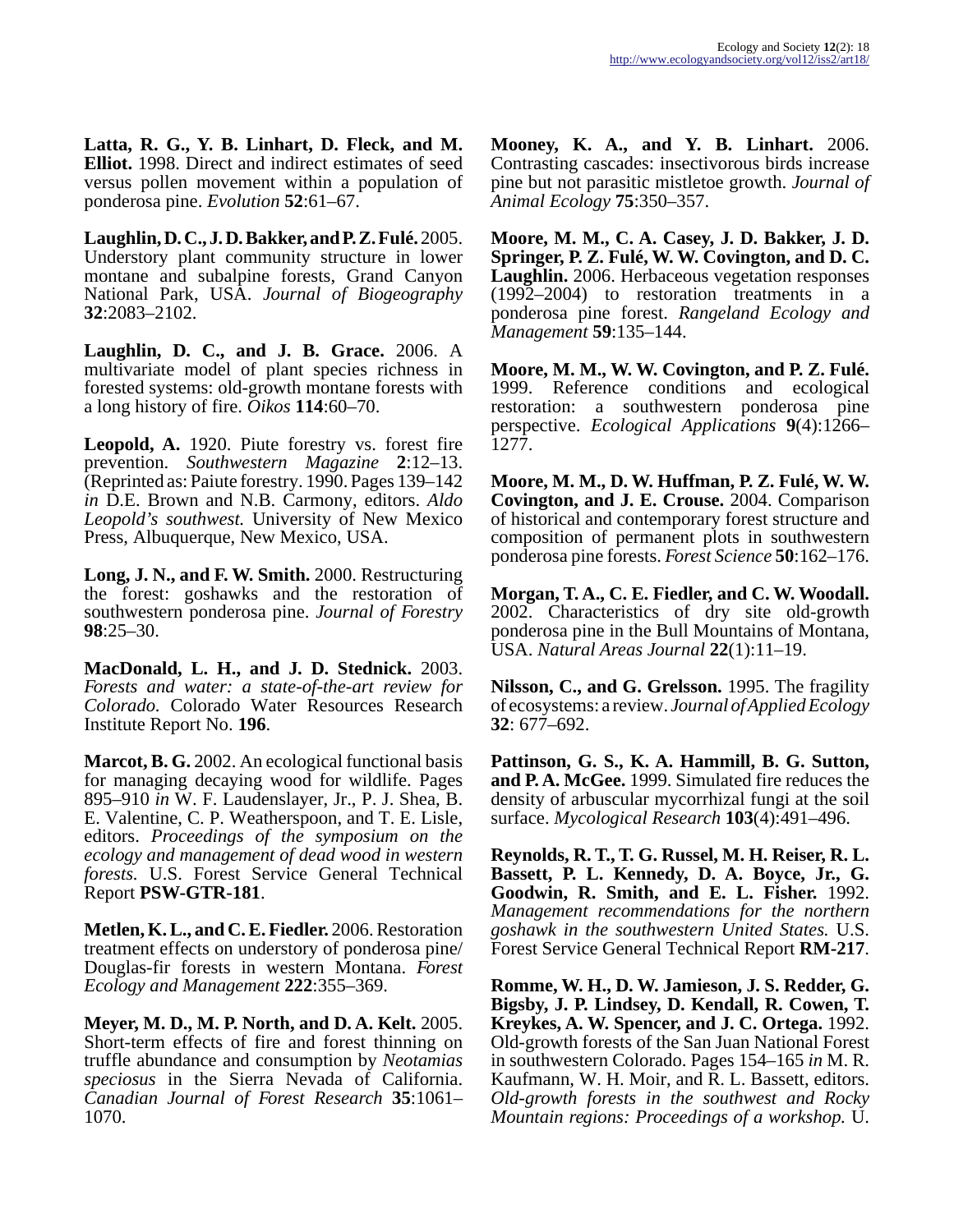**Latta, R. G., Y. B. Linhart, D. Fleck, and M. Elliot.** 1998. Direct and indirect estimates of seed versus pollen movement within a population of ponderosa pine. *Evolution* **52**:61–67.

**Laughlin, D. C., J. D. Bakker, and P. Z. Fulé.** 2005. Understory plant community structure in lower montane and subalpine forests, Grand Canyon National Park, USA. *Journal of Biogeography* **32**:2083–2102.

**Laughlin, D. C., and J. B. Grace.** 2006. A multivariate model of plant species richness in forested systems: old-growth montane forests with a long history of fire. *Oikos* **114**:60–70.

**Leopold, A.** 1920. Piute forestry vs. forest fire prevention. *Southwestern Magazine* **2**:12–13. (Reprinted as: Paiute forestry. 1990. Pages 139–142 *in* D.E. Brown and N.B. Carmony, editors. *Aldo Leopold's southwest.* University of New Mexico Press, Albuquerque, New Mexico, USA.

**Long, J. N., and F. W. Smith.** 2000. Restructuring the forest: goshawks and the restoration of southwestern ponderosa pine. *Journal of Forestry* **98**:25–30.

**MacDonald, L. H., and J. D. Stednick.** 2003. *Forests and water: a state-of-the-art review for Colorado.* Colorado Water Resources Research Institute Report No. **196**.

**Marcot, B. G.** 2002. An ecological functional basis for managing decaying wood for wildlife. Pages 895–910 *in* W. F. Laudenslayer, Jr., P. J. Shea, B. E. Valentine, C. P. Weatherspoon, and T. E. Lisle, editors. *Proceedings of the symposium on the ecology and management of dead wood in western forests.* U.S. Forest Service General Technical Report **PSW-GTR-181**.

**Metlen, K. L., and C. E. Fiedler.** 2006. Restoration treatment effects on understory of ponderosa pine/ Douglas-fir forests in western Montana. *Forest Ecology and Management* **222**:355–369.

**Meyer, M. D., M. P. North, and D. A. Kelt.** 2005. Short-term effects of fire and forest thinning on truffle abundance and consumption by *Neotamias speciosus* in the Sierra Nevada of California. *Canadian Journal of Forest Research* **35**:1061–1070.

**Mooney, K. A., and Y. B. Linhart.** 2006. Contrasting cascades: insectivorous birds increase pine but not parasitic mistletoe growth. *Journal of Animal Ecology* **75**:350–357.

**Moore, M. M., C. A. Casey, J. D. Bakker, J. D. Springer, P. Z. Fulé, W. W. Covington, and D. C. Laughlin.** 2006. Herbaceous vegetation responses (1992–2004) to restoration treatments in a ponderosa pine forest. *Rangeland Ecology and Management* **59**:135–144.

**Moore, M. M., W. W. Covington, and P. Z. Fulé.** 1999. Reference conditions and ecological restoration: a southwestern ponderosa pine perspective. *Ecological Applications* **9**(4):1266–1277.

**Moore, M. M., D. W. Huffman, P. Z. Fulé, W. W. Covington, and J. E. Crouse.** 2004. Comparison of historical and contemporary forest structure and composition of permanent plots in southwestern ponderosa pine forests. *Forest Science* **50**:162–176.

**Morgan, T. A., C. E. Fiedler, and C. W. Woodall.** 2002. Characteristics of dry site old-growth ponderosa pine in the Bull Mountains of Montana, USA. *Natural Areas Journal* **22**(1):11–19.

**Nilsson, C., and G. Grelsson.** 1995. The fragility of ecosystems: a review. *Journal of Applied Ecology* **32**: 677–692.

**Pattinson, G. S., K. A. Hammill, B. G. Sutton, and P. A. McGee.** 1999. Simulated fire reduces the density of arbuscular mycorrhizal fungi at the soil surface. *Mycological Research* **103**(4):491–496.

**Reynolds, R. T., T. G. Russel, M. H. Reiser, R. L. Bassett, P. L. Kennedy, D. A. Boyce, Jr., G. Goodwin, R. Smith, and E. L. Fisher.** 1992. *Management recommendations for the northern goshawk in the southwestern United States.* U.S. Forest Service General Technical Report **RM-217**.

**Romme, W. H., D. W. Jamieson, J. S. Redder, G. Bigsby, J. P. Lindsey, D. Kendall, R. Cowen, T. Kreykes, A. W. Spencer, and J. C. Ortega.** 1992. Old-growth forests of the San Juan National Forest in southwestern Colorado. Pages 154–165 *in* M. R. Kaufmann, W. H. Moir, and R. L. Bassett, editors. *Old-growth forests in the southwest and Rocky Mountain regions: Proceedings of a workshop.* U.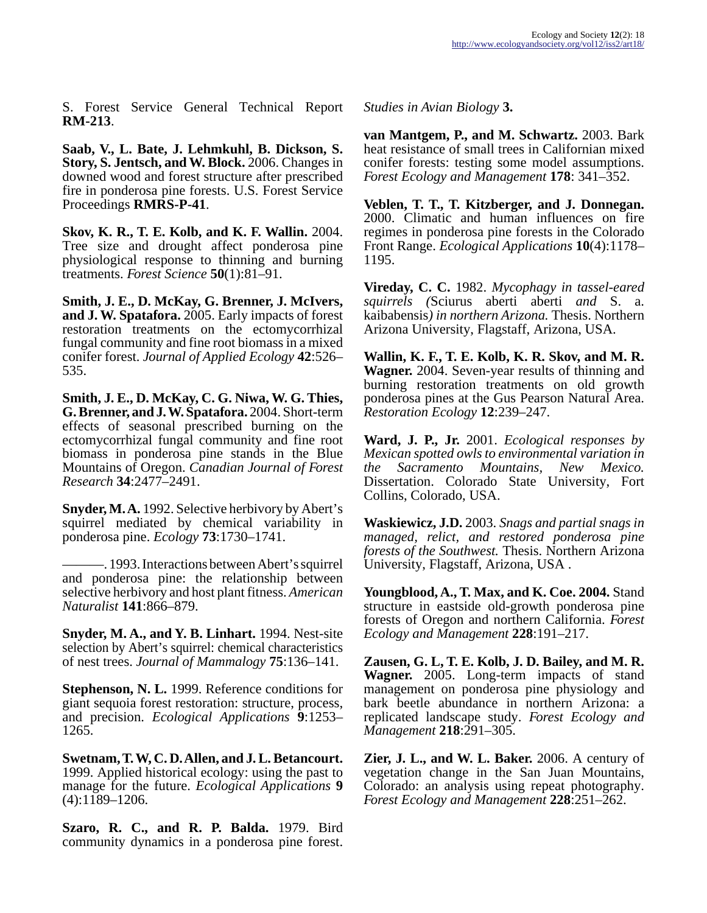S. Forest Service General Technical Report **RM-213**.

**Saab, V., L. Bate, J. Lehmkuhl, B. Dickson, S. Story, S. Jentsch, and W. Block.** 2006. Changes in downed wood and forest structure after prescribed fire in ponderosa pine forests. U.S. Forest Service Proceedings **RMRS-P-41**.

**Skov, K. R., T. E. Kolb, and K. F. Wallin.** 2004. Tree size and drought affect ponderosa pine physiological response to thinning and burning treatments. *Forest Science* **50**(1):81–91.

**Smith, J. E., D. McKay, G. Brenner, J. McIvers, and J. W. Spatafora.** 2005. Early impacts of forest restoration treatments on the ectomycorrhizal fungal community and fine root biomass in a mixed conifer forest. *Journal of Applied Ecology* **42**:526–535.

**Smith, J. E., D. McKay, C. G. Niwa, W. G. Thies, G. Brenner, and J. W. Spatafora.** 2004. Short-term effects of seasonal prescribed burning on the ectomycorrhizal fungal community and fine root biomass in ponderosa pine stands in the Blue Mountains of Oregon. *Canadian Journal of Forest Research* **34**:2477–2491.

**Snyder, M. A.** 1992. Selective herbivory by Abert's squirrel mediated by chemical variability in ponderosa pine. *Ecology* **73**:1730–1741.

———. 1993. Interactions between Abert's squirrel and ponderosa pine: the relationship between selective herbivory and host plant fitness. *American Naturalist* **141**:866–879.

**Snyder, M. A., and Y. B. Linhart.** 1994. Nest-site selection by Abert's squirrel: chemical characteristics of nest trees. *Journal of Mammalogy* **75**:136–141.

**Stephenson, N. L.** 1999. Reference conditions for giant sequoia forest restoration: structure, process, and precision. *Ecological Applications* **9**:1253–1265.

**Swetnam, T. W, C. D. Allen, and J. L. Betancourt.** 1999. Applied historical ecology: using the past to manage for the future. *Ecological Applications* **9** (4):1189–1206.

**Szaro, R. C., and R. P. Balda.** 1979. Bird community dynamics in a ponderosa pine forest. *Studies in Avian Biology* **3.**

**van Mantgem, P., and M. Schwartz.** 2003. Bark heat resistance of small trees in Californian mixed conifer forests: testing some model assumptions. *Forest Ecology and Management* **178**: 341–352.

**Veblen, T. T., T. Kitzberger, and J. Donnegan.** 2000. Climatic and human influences on fire regimes in ponderosa pine forests in the Colorado Front Range. *Ecological Applications* **10**(4):1178–1195.

**Vireday, C. C.** 1982. *Mycophagy in tassel-eared squirrels (*Sciurus aberti aberti *and* S. a. kaibabensis*) in northern Arizona.* Thesis. Northern Arizona University, Flagstaff, Arizona, USA.

**Wallin, K. F., T. E. Kolb, K. R. Skov, and M. R. Wagner.** 2004. Seven-year results of thinning and burning restoration treatments on old growth ponderosa pines at the Gus Pearson Natural Area. *Restoration Ecology* **12**:239–247.

**Ward, J. P., Jr.** 2001. *Ecological responses by Mexican spotted owls to environmental variation in the Sacramento Mountains, New Mexico.* Dissertation. Colorado State University, Fort Collins, Colorado, USA.

**Waskiewicz, J.D.** 2003. *Snags and partial snags in managed, relict, and restored ponderosa pine forests of the Southwest.* Thesis. Northern Arizona University, Flagstaff, Arizona, USA .

**Youngblood, A., T. Max, and K. Coe. 2004.** Stand structure in eastside old-growth ponderosa pine forests of Oregon and northern California. *Forest Ecology and Management* **228**:191–217.

**Zausen, G. L, T. E. Kolb, J. D. Bailey, and M. R. Wagner.** 2005. Long-term impacts of stand management on ponderosa pine physiology and bark beetle abundance in northern Arizona: a replicated landscape study. *Forest Ecology and Management* **218**:291–305.

**Zier, J. L., and W. L. Baker.** 2006. A century of vegetation change in the San Juan Mountains, Colorado: an analysis using repeat photography. *Forest Ecology and Management* **228**:251–262.